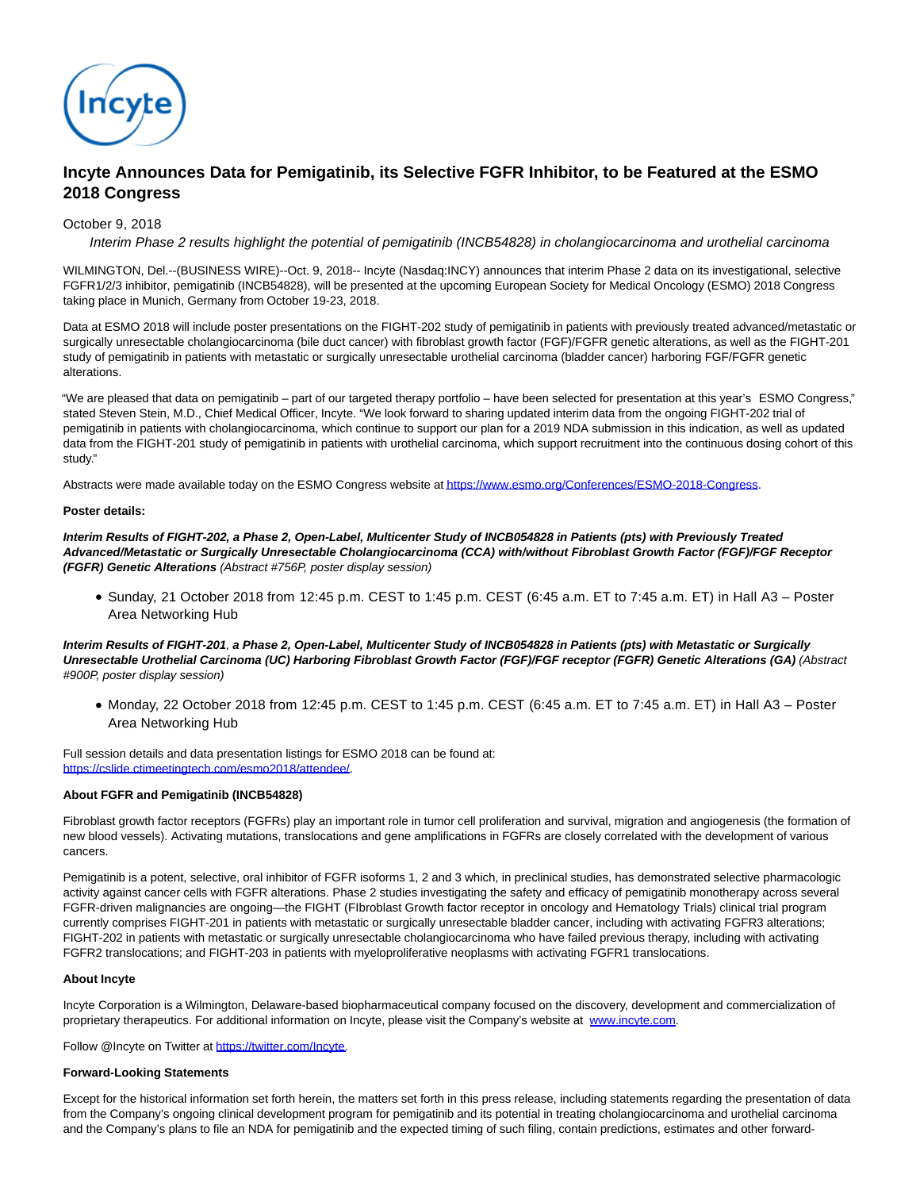# Incyte Announces Data for Pemigatinib, its Selective FGFR Inhibitor, to be Featured at the ESMO 2018 Congress

October 9, 2018

*Interim Phase 2 results highlight the potential of pemigatinib (INCB54828) in cholangiocarcinoma and urothelial carcinoma*

WILMINGTON, Del.--(BUSINESS WIRE)--Oct. 9, 2018-- Incyte (Nasdaq:INCY) announces that interim Phase 2 data on its investigational, selective FGFR1/2/3 inhibitor, pemigatinib (INCB54828), will be presented at the upcoming European Society for Medical Oncology (ESMO) 2018 Congress taking place in Munich, Germany from October 19-23, 2018.

Data at ESMO 2018 will include poster presentations on the FIGHT-202 study of pemigatinib in patients with previously treated advanced/metastatic or surgically unresectable cholangiocarcinoma (bile duct cancer) with fibroblast growth factor (FGF)/FGFR genetic alterations, as well as the FIGHT-201 study of pemigatinib in patients with metastatic or surgically unresectable urothelial carcinoma (bladder cancer) harboring FGF/FGFR genetic alterations.

"We are pleased that data on pemigatinib – part of our targeted therapy portfolio – have been selected for presentation at this year's ESMO Congress," stated Steven Stein, M.D., Chief Medical Officer, Incyte. "We look forward to sharing updated interim data from the ongoing FIGHT-202 trial of pemigatinib in patients with cholangiocarcinoma, which continue to support our plan for a 2019 NDA submission in this indication, as well as updated data from the FIGHT-201 study of pemigatinib in patients with urothelial carcinoma, which support recruitment into the continuous dosing cohort of this study."

Abstracts were made available today on the ESMO Congress website at https://www.esmo.org/Conferences/ESMO-2018-Congress.

**Poster details:**

***Interim Results of FIGHT-202, a Phase 2, Open-Label, Multicenter Study of INCB054828 in Patients (pts) with Previously Treated Advanced/Metastatic or Surgically Unresectable Cholangiocarcinoma (CCA) with/without Fibroblast Growth Factor (FGF)/FGF Receptor (FGFR) Genetic Alterations*** *(Abstract #756P, poster display session)*

- Sunday, 21 October 2018 from 12:45 p.m. CEST to 1:45 p.m. CEST (6:45 a.m. ET to 7:45 a.m. ET) in Hall A3 – Poster Area Networking Hub

***Interim Results of FIGHT-201, a Phase 2, Open-Label, Multicenter Study of INCB054828 in Patients (pts) with Metastatic or Surgically Unresectable Urothelial Carcinoma (UC) Harboring Fibroblast Growth Factor (FGF)/FGF receptor (FGFR) Genetic Alterations (GA)*** *(Abstract #900P, poster display session)*

- Monday, 22 October 2018 from 12:45 p.m. CEST to 1:45 p.m. CEST (6:45 a.m. ET to 7:45 a.m. ET) in Hall A3 – Poster Area Networking Hub

Full session details and data presentation listings for ESMO 2018 can be found at: https://cslide.ctimeetingtech.com/esmo2018/attendee/.

**About FGFR and Pemigatinib (INCB54828)**

Fibroblast growth factor receptors (FGFRs) play an important role in tumor cell proliferation and survival, migration and angiogenesis (the formation of new blood vessels). Activating mutations, translocations and gene amplifications in FGFRs are closely correlated with the development of various cancers.

Pemigatinib is a potent, selective, oral inhibitor of FGFR isoforms 1, 2 and 3 which, in preclinical studies, has demonstrated selective pharmacologic activity against cancer cells with FGFR alterations. Phase 2 studies investigating the safety and efficacy of pemigatinib monotherapy across several FGFR-driven malignancies are ongoing—the FIGHT (FIbroblast Growth factor receptor in oncology and Hematology Trials) clinical trial program currently comprises FIGHT-201 in patients with metastatic or surgically unresectable bladder cancer, including with activating FGFR3 alterations; FIGHT-202 in patients with metastatic or surgically unresectable cholangiocarcinoma who have failed previous therapy, including with activating FGFR2 translocations; and FIGHT-203 in patients with myeloproliferative neoplasms with activating FGFR1 translocations.

**About Incyte**

Incyte Corporation is a Wilmington, Delaware-based biopharmaceutical company focused on the discovery, development and commercialization of proprietary therapeutics. For additional information on Incyte, please visit the Company's website at www.incyte.com.

Follow @Incyte on Twitter at https://twitter.com/Incyte.

**Forward-Looking Statements**

Except for the historical information set forth herein, the matters set forth in this press release, including statements regarding the presentation of data from the Company's ongoing clinical development program for pemigatinib and its potential in treating cholangiocarcinoma and urothelial carcinoma and the Company's plans to file an NDA for pemigatinib and the expected timing of such filing, contain predictions, estimates and other forward-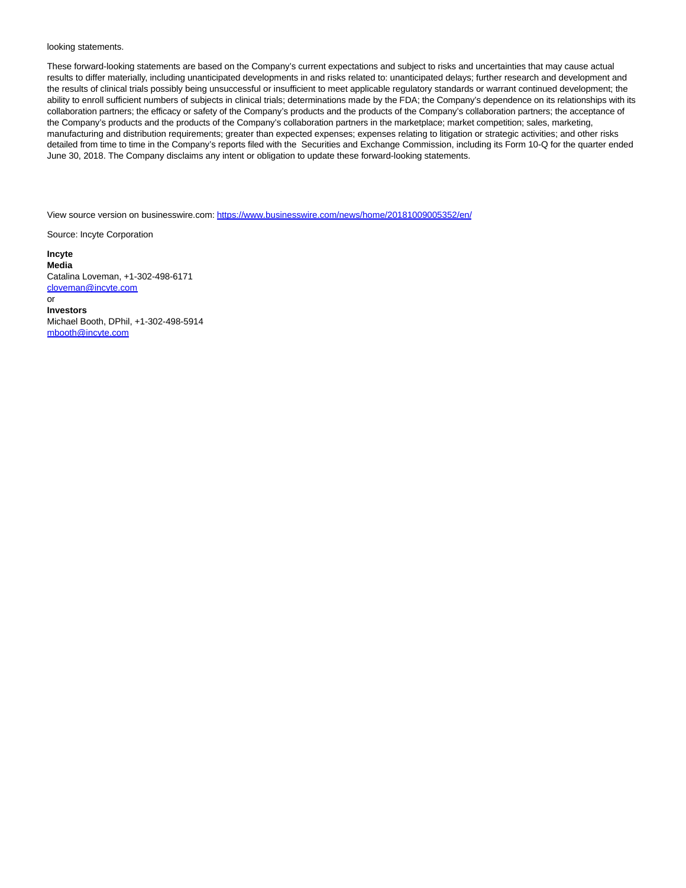looking statements.

These forward-looking statements are based on the Company's current expectations and subject to risks and uncertainties that may cause actual results to differ materially, including unanticipated developments in and risks related to: unanticipated delays; further research and development and the results of clinical trials possibly being unsuccessful or insufficient to meet applicable regulatory standards or warrant continued development; the ability to enroll sufficient numbers of subjects in clinical trials; determinations made by the FDA; the Company's dependence on its relationships with its collaboration partners; the efficacy or safety of the Company's products and the products of the Company's collaboration partners; the acceptance of the Company's products and the products of the Company's collaboration partners in the marketplace; market competition; sales, marketing, manufacturing and distribution requirements; greater than expected expenses; expenses relating to litigation or strategic activities; and other risks detailed from time to time in the Company's reports filed with the Securities and Exchange Commission, including its Form 10-Q for the quarter ended June 30, 2018. The Company disclaims any intent or obligation to update these forward-looking statements.

View source version on businesswire.com: https://www.businesswire.com/news/home/20181009005352/en/

Source: Incyte Corporation

**Incyte**
**Media**
Catalina Loveman, +1-302-498-6171
cloveman@incyte.com
or
**Investors**
Michael Booth, DPhil, +1-302-498-5914
mbooth@incyte.com